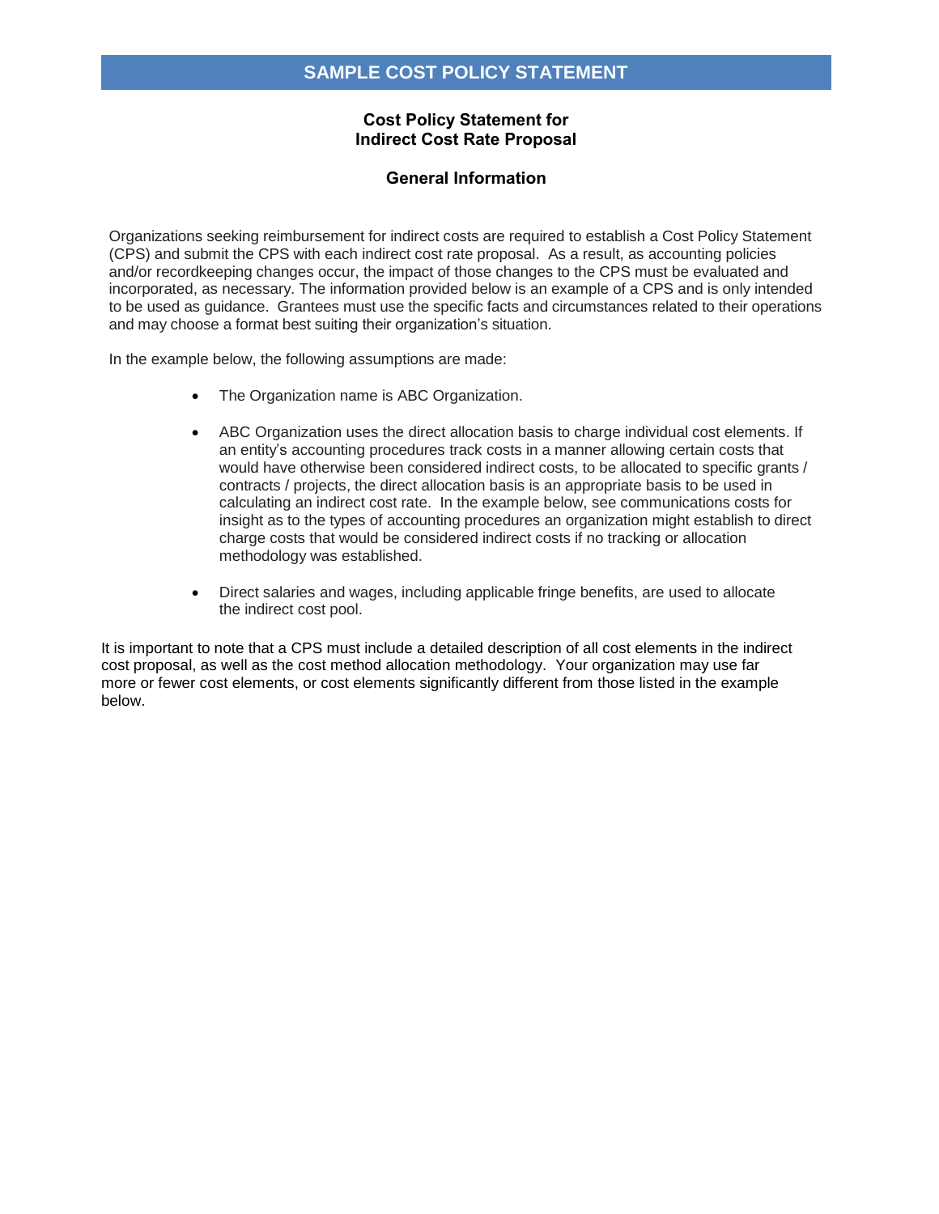# SAMPLE COST POLICY STATEMENT

## Cost Policy Statement for Indirect Cost Rate Proposal

### General Information

Organizations seeking reimbursement for indirect costs are required to establish a Cost Policy Statement (CPS) and submit the CPS with each indirect cost rate proposal. As a result, as accounting policies and/or recordkeeping changes occur, the impact of those changes to the CPS must be evaluated and incorporated, as necessary. The information provided below is an example of a CPS and is only intended to be used as guidance. Grantees must use the specific facts and circumstances related to their operations and may choose a format best suiting their organization's situation.

In the example below, the following assumptions are made:

- The Organization name is ABC Organization.
- ABC Organization uses the direct allocation basis to charge individual cost elements. If an entity's accounting procedures track costs in a manner allowing certain costs that would have otherwise been considered indirect costs, to be allocated to specific grants / contracts / projects, the direct allocation basis is an appropriate basis to be used in calculating an indirect cost rate. In the example below, see communications costs for insight as to the types of accounting procedures an organization might establish to direct charge costs that would be considered indirect costs if no tracking or allocation methodology was established.
- Direct salaries and wages, including applicable fringe benefits, are used to allocate the indirect cost pool.

It is important to note that a CPS must include a detailed description of all cost elements in the indirect cost proposal, as well as the cost method allocation methodology. Your organization may use far more or fewer cost elements, or cost elements significantly different from those listed in the example below.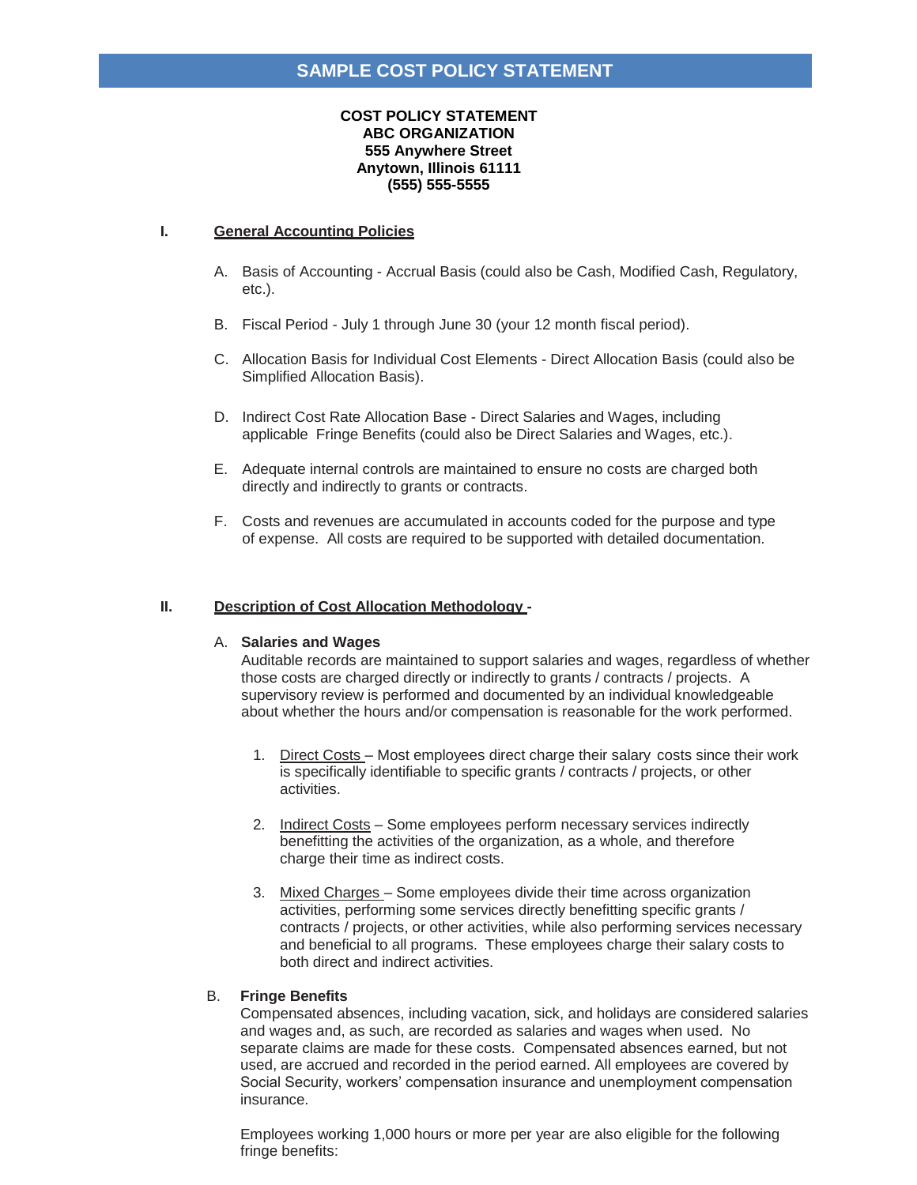# SAMPLE COST POLICY STATEMENT

**COST POLICY STATEMENT**
**ABC ORGANIZATION**
**555 Anywhere Street**
**Anytown, Illinois 61111**
**(555) 555-5555**

## I. General Accounting Policies

A. Basis of Accounting - Accrual Basis (could also be Cash, Modified Cash, Regulatory, etc.).

B. Fiscal Period - July 1 through June 30 (your 12 month fiscal period).

C. Allocation Basis for Individual Cost Elements - Direct Allocation Basis (could also be Simplified Allocation Basis).

D. Indirect Cost Rate Allocation Base - Direct Salaries and Wages, including applicable Fringe Benefits (could also be Direct Salaries and Wages, etc.).

E. Adequate internal controls are maintained to ensure no costs are charged both directly and indirectly to grants or contracts.

F. Costs and revenues are accumulated in accounts coded for the purpose and type of expense. All costs are required to be supported with detailed documentation.

## II. Description of Cost Allocation Methodology -

A. **Salaries and Wages**
Auditable records are maintained to support salaries and wages, regardless of whether those costs are charged directly or indirectly to grants / contracts / projects. A supervisory review is performed and documented by an individual knowledgeable about whether the hours and/or compensation is reasonable for the work performed.

1. Direct Costs – Most employees direct charge their salary costs since their work is specifically identifiable to specific grants / contracts / projects, or other activities.

2. Indirect Costs – Some employees perform necessary services indirectly benefitting the activities of the organization, as a whole, and therefore charge their time as indirect costs.

3. Mixed Charges – Some employees divide their time across organization activities, performing some services directly benefitting specific grants / contracts / projects, or other activities, while also performing services necessary and beneficial to all programs. These employees charge their salary costs to both direct and indirect activities.

B. **Fringe Benefits**
Compensated absences, including vacation, sick, and holidays are considered salaries and wages and, as such, are recorded as salaries and wages when used. No separate claims are made for these costs. Compensated absences earned, but not used, are accrued and recorded in the period earned. All employees are covered by Social Security, workers' compensation insurance and unemployment compensation insurance.

Employees working 1,000 hours or more per year are also eligible for the following fringe benefits: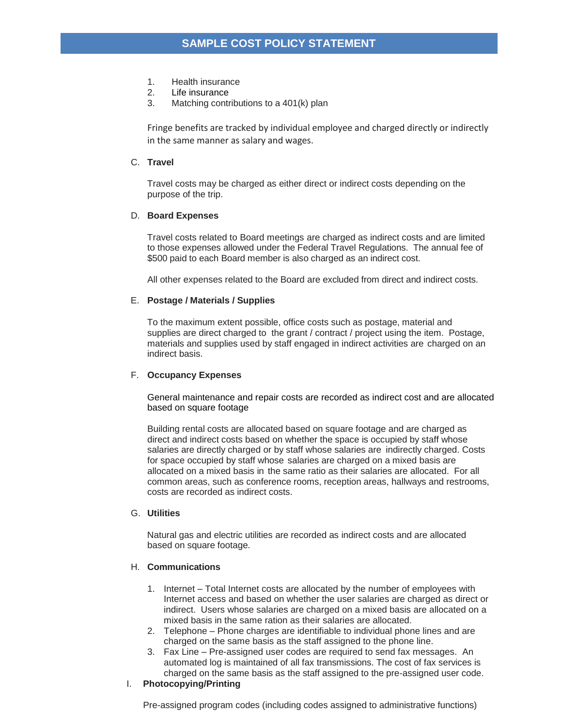1. Health insurance
2. Life insurance
3. Matching contributions to a 401(k) plan

Fringe benefits are tracked by individual employee and charged directly or indirectly in the same manner as salary and wages.

C. **Travel**

Travel costs may be charged as either direct or indirect costs depending on the purpose of the trip.

D. **Board Expenses**

Travel costs related to Board meetings are charged as indirect costs and are limited to those expenses allowed under the Federal Travel Regulations. The annual fee of $500 paid to each Board member is also charged as an indirect cost.

All other expenses related to the Board are excluded from direct and indirect costs.

E. **Postage / Materials / Supplies**

To the maximum extent possible, office costs such as postage, material and supplies are direct charged to the grant / contract / project using the item. Postage, materials and supplies used by staff engaged in indirect activities are charged on an indirect basis.

F. **Occupancy Expenses**

General maintenance and repair costs are recorded as indirect cost and are allocated based on square footage

Building rental costs are allocated based on square footage and are charged as direct and indirect costs based on whether the space is occupied by staff whose salaries are directly charged or by staff whose salaries are indirectly charged. Costs for space occupied by staff whose salaries are charged on a mixed basis are allocated on a mixed basis in the same ratio as their salaries are allocated. For all common areas, such as conference rooms, reception areas, hallways and restrooms, costs are recorded as indirect costs.

G. **Utilities**

Natural gas and electric utilities are recorded as indirect costs and are allocated based on square footage.

H. **Communications**

1. Internet – Total Internet costs are allocated by the number of employees with Internet access and based on whether the user salaries are charged as direct or indirect. Users whose salaries are charged on a mixed basis are allocated on a mixed basis in the same ration as their salaries are allocated.
2. Telephone – Phone charges are identifiable to individual phone lines and are charged on the same basis as the staff assigned to the phone line.
3. Fax Line – Pre-assigned user codes are required to send fax messages. An automated log is maintained of all fax transmissions. The cost of fax services is charged on the same basis as the staff assigned to the pre-assigned user code.

I. **Photocopying/Printing**

Pre-assigned program codes (including codes assigned to administrative functions)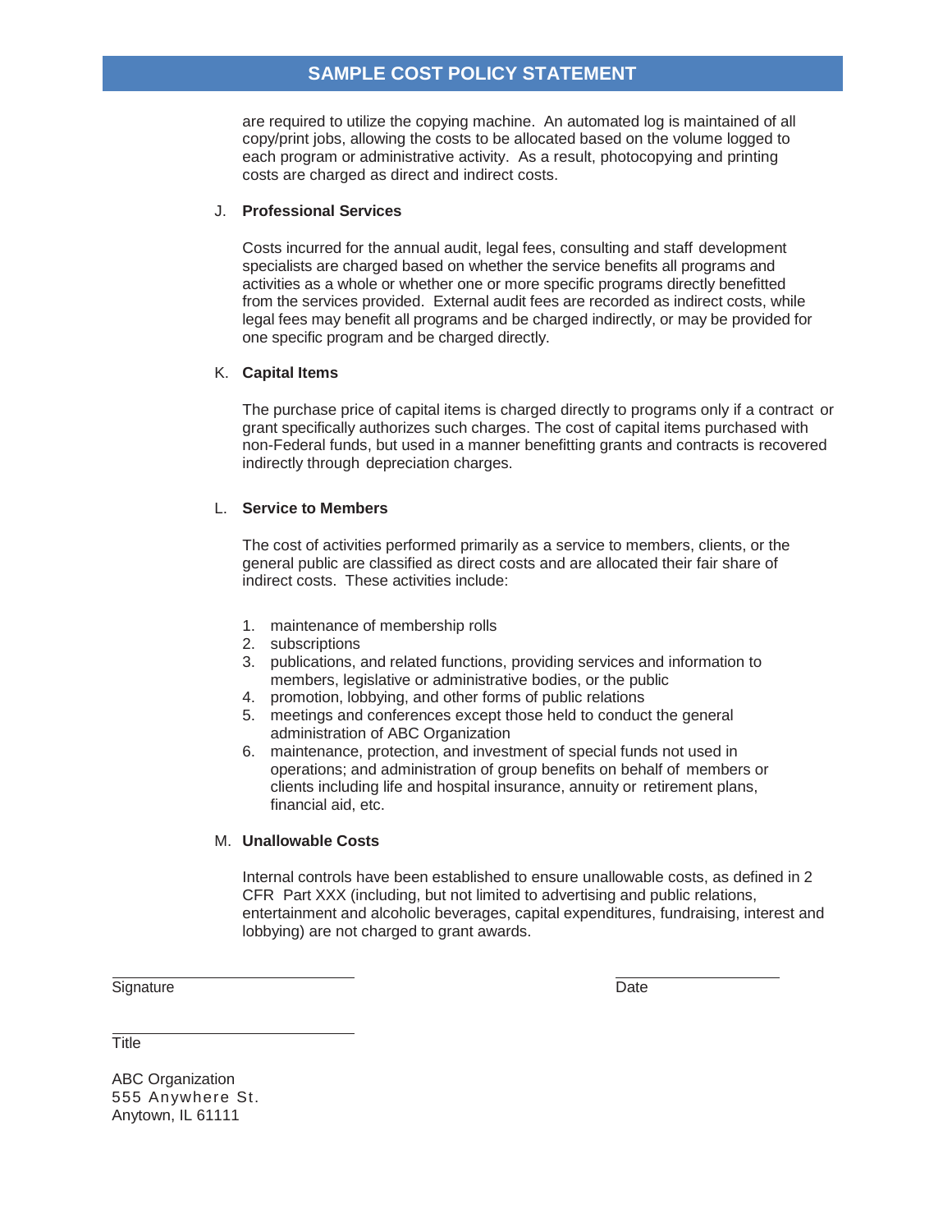are required to utilize the copying machine. An automated log is maintained of all copy/print jobs, allowing the costs to be allocated based on the volume logged to each program or administrative activity. As a result, photocopying and printing costs are charged as direct and indirect costs.

J. **Professional Services**

Costs incurred for the annual audit, legal fees, consulting and staff development specialists are charged based on whether the service benefits all programs and activities as a whole or whether one or more specific programs directly benefitted from the services provided. External audit fees are recorded as indirect costs, while legal fees may benefit all programs and be charged indirectly, or may be provided for one specific program and be charged directly.

K. **Capital Items**

The purchase price of capital items is charged directly to programs only if a contract or grant specifically authorizes such charges. The cost of capital items purchased with non-Federal funds, but used in a manner benefitting grants and contracts is recovered indirectly through depreciation charges.

L. **Service to Members**

The cost of activities performed primarily as a service to members, clients, or the general public are classified as direct costs and are allocated their fair share of indirect costs. These activities include:

1. maintenance of membership rolls
2. subscriptions
3. publications, and related functions, providing services and information to members, legislative or administrative bodies, or the public
4. promotion, lobbying, and other forms of public relations
5. meetings and conferences except those held to conduct the general administration of ABC Organization
6. maintenance, protection, and investment of special funds not used in operations; and administration of group benefits on behalf of members or clients including life and hospital insurance, annuity or retirement plans, financial aid, etc.

M. **Unallowable Costs**

Internal controls have been established to ensure unallowable costs, as defined in 2 CFR Part XXX (including, but not limited to advertising and public relations, entertainment and alcoholic beverages, capital expenditures, fundraising, interest and lobbying) are not charged to grant awards.

Signature

Date

Title

ABC Organization
555 Anywhere St.
Anytown, IL 61111